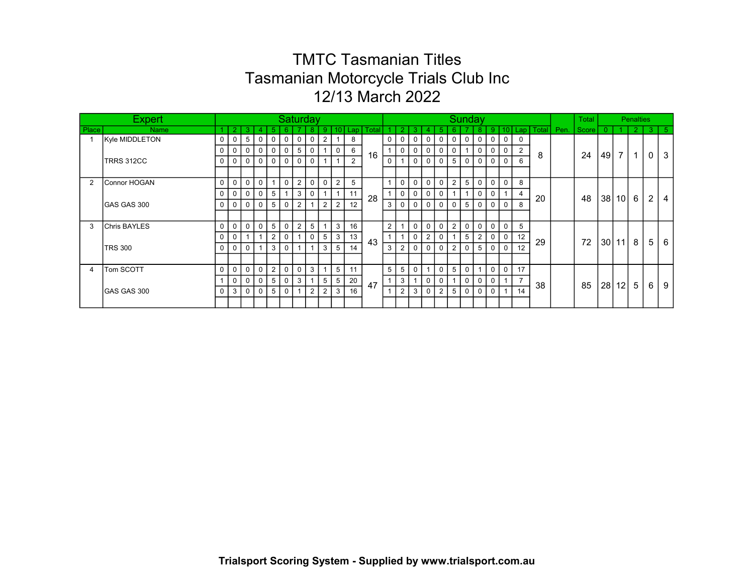# TMTC Tasmanian Titles
# Tasmanian Motorcycle Trials Club Inc
# 12/13 March 2022

| Expert | | Saturday | | | | | | | | | | | | Sunday | | | | | | | | | | | | | Total | Penalties | | | | |
|---|---|---|---|---|---|---|---|---|---|---|---|---|---|---|---|---|---|---|---|---|---|---|---|---|---|---|---|---|---|---|---|---|
| Place | Name | 1 | 2 | 3 | 4 | 5 | 6 | 7 | 8 | 9 | 10 | Lap | Total | 1 | 2 | 3 | 4 | 5 | 6 | 7 | 8 | 9 | 10 | Lap | Total | Pen. | Score | 0 | 1 | 2 | 3 | 5 |
| 1 | Kyle MIDDLETON | 0 | 0 | 5 | 0 | 0 | 0 | 0 | 0 | 2 | 1 | 8 | 16 | 0 | 0 | 0 | 0 | 0 | 0 | 0 | 0 | 0 | 0 | 0 | 8 | | 24 | 49 | 7 | 1 | 0 | 3 |
| | | 0 | 0 | 0 | 0 | 0 | 0 | 5 | 0 | 1 | 0 | 6 | | 1 | 0 | 0 | 0 | 0 | 0 | 1 | 0 | 0 | 0 | 2 | | | | | | | | |
| | TRRS 312CC | 0 | 0 | 0 | 0 | 0 | 0 | 0 | 0 | 1 | 1 | 2 | | 0 | 1 | 0 | 0 | 0 | 5 | 0 | 0 | 0 | 0 | 6 | | | | | | | | |
| 2 | Connor HOGAN | 0 | 0 | 0 | 0 | 1 | 0 | 2 | 0 | 0 | 2 | 5 | 28 | 1 | 0 | 0 | 0 | 0 | 2 | 5 | 0 | 0 | 0 | 8 | 20 | | 48 | 38 | 10 | 6 | 2 | 4 |
| | | 0 | 0 | 0 | 0 | 5 | 1 | 3 | 0 | 1 | 1 | 11 | | 1 | 0 | 0 | 0 | 0 | 1 | 1 | 0 | 0 | 1 | 4 | | | | | | | | |
| | GAS GAS 300 | 0 | 0 | 0 | 0 | 5 | 0 | 2 | 1 | 2 | 2 | 12 | | 3 | 0 | 0 | 0 | 0 | 0 | 5 | 0 | 0 | 0 | 8 | | | | | | | | |
| 3 | Chris BAYLES | 0 | 0 | 0 | 0 | 5 | 0 | 2 | 5 | 1 | 3 | 16 | 43 | 2 | 1 | 0 | 0 | 0 | 2 | 0 | 0 | 0 | 0 | 5 | 29 | | 72 | 30 | 11 | 8 | 5 | 6 |
| | | 0 | 0 | 1 | 1 | 2 | 0 | 1 | 0 | 5 | 3 | 13 | | 1 | 1 | 0 | 2 | 0 | 1 | 5 | 2 | 0 | 0 | 12 | | | | | | | | |
| | TRS 300 | 0 | 0 | 0 | 1 | 3 | 0 | 1 | 1 | 3 | 5 | 14 | | 3 | 2 | 0 | 0 | 0 | 2 | 0 | 5 | 0 | 0 | 12 | | | | | | | | |
| 4 | Tom SCOTT | 0 | 0 | 0 | 0 | 2 | 0 | 0 | 3 | 1 | 5 | 11 | 47 | 5 | 5 | 0 | 1 | 0 | 5 | 0 | 1 | 0 | 0 | 17 | 38 | | 85 | 28 | 12 | 5 | 6 | 9 |
| | | 1 | 0 | 0 | 0 | 5 | 0 | 3 | 1 | 5 | 5 | 20 | | 1 | 3 | 1 | 0 | 0 | 1 | 0 | 0 | 0 | 1 | 7 | | | | | | | | |
| | GAS GAS 300 | 0 | 3 | 0 | 0 | 5 | 0 | 1 | 2 | 2 | 3 | 16 | | 1 | 2 | 3 | 0 | 2 | 5 | 0 | 0 | 0 | 1 | 14 | | | | | | | | |

**Trialsport Scoring System - Supplied by www.trialsport.com.au**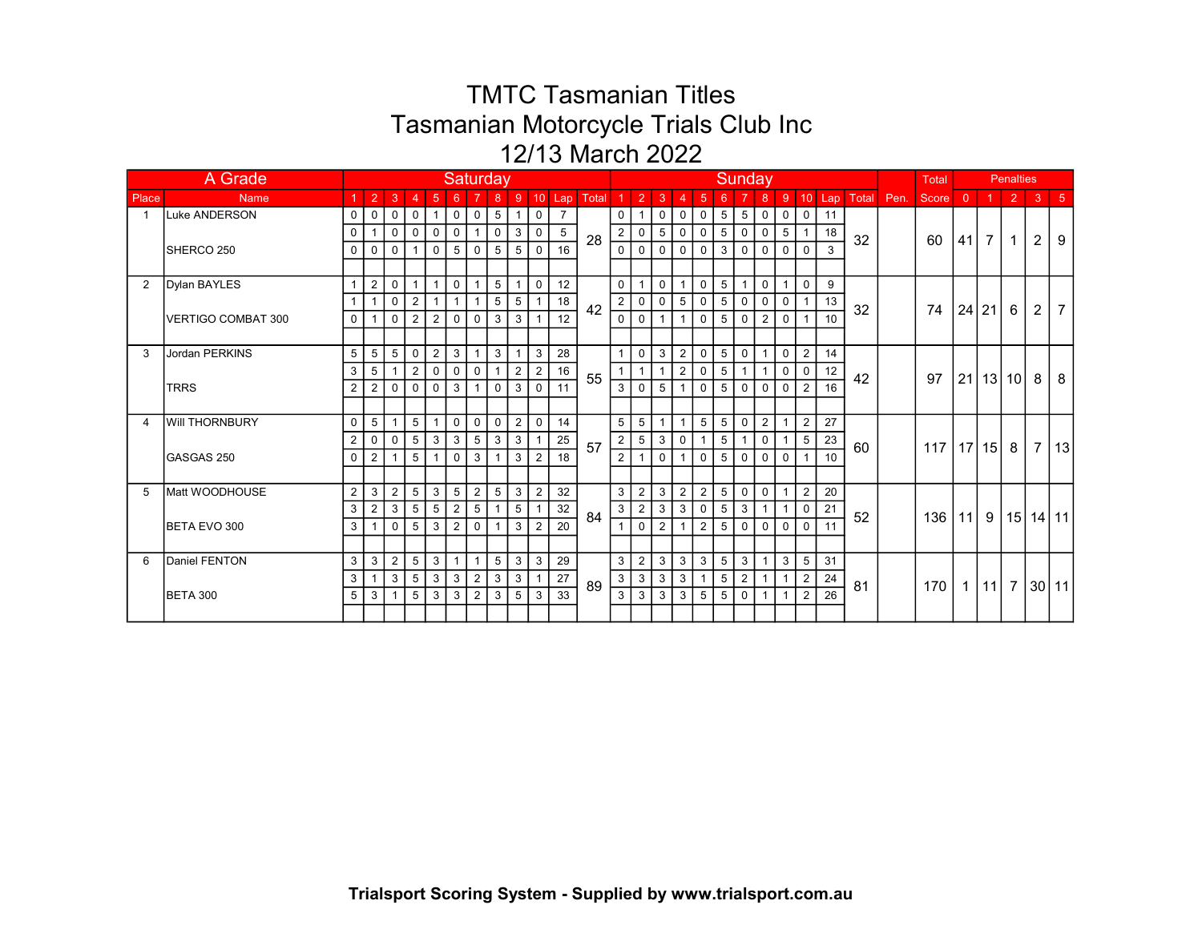# TMTC Tasmanian Titles

# Tasmanian Motorcycle Trials Club Inc

# 12/13 March 2022

| A Grade | | Saturday | | | | | | | | | | | | Sunday | | | | | | | | | | | | | Total | Penalties | | | | |
|---|---|---|---|---|---|---|---|---|---|---|---|---|---|---|---|---|---|---|---|---|---|---|---|---|---|---|---|---|---|---|---|---|
| Place | Name | 1 | 2 | 3 | 4 | 5 | 6 | 7 | 8 | 9 | 10 | Lap | Total | 1 | 2 | 3 | 4 | 5 | 6 | 7 | 8 | 9 | 10 | Lap | Total | Pen. | Score | 0 | 1 | 2 | 3 | 5 |
| 1 | Luke ANDERSON | 0 | 0 | 0 | 0 | 1 | 0 | 0 | 5 | 1 | 0 | 7 | 28 | 0 | 1 | 0 | 0 | 0 | 5 | 5 | 0 | 0 | 0 | 11 | 32 | | 60 | 41 | 7 | 1 | 2 | 9 |
| | | 0 | 1 | 0 | 0 | 0 | 0 | 1 | 0 | 3 | 0 | 5 | | 2 | 0 | 5 | 0 | 0 | 5 | 0 | 0 | 5 | 1 | 18 | | | | | | | | |
| | SHERCO 250 | 0 | 0 | 0 | 1 | 0 | 5 | 0 | 5 | 5 | 0 | 16 | | 0 | 0 | 0 | 0 | 0 | 3 | 0 | 0 | 0 | 0 | 3 | | | | | | | | |
| 2 | Dylan BAYLES | 1 | 2 | 0 | 1 | 1 | 0 | 1 | 5 | 1 | 0 | 12 | 42 | 0 | 1 | 0 | 1 | 0 | 5 | 1 | 0 | 1 | 0 | 9 | 32 | | 74 | 24 | 21 | 6 | 2 | 7 |
| | | 1 | 1 | 0 | 2 | 1 | 1 | 1 | 5 | 5 | 1 | 18 | | 2 | 0 | 0 | 5 | 0 | 5 | 0 | 0 | 0 | 1 | 13 | | | | | | | | |
| | VERTIGO COMBAT 300 | 0 | 1 | 0 | 2 | 2 | 0 | 0 | 3 | 3 | 1 | 12 | | 0 | 0 | 1 | 1 | 0 | 5 | 0 | 2 | 0 | 1 | 10 | | | | | | | | |
| 3 | Jordan PERKINS | 5 | 5 | 5 | 0 | 2 | 3 | 1 | 3 | 1 | 3 | 28 | 55 | 1 | 0 | 3 | 2 | 0 | 5 | 0 | 1 | 0 | 2 | 14 | 42 | | 97 | 21 | 13 | 10 | 8 | 8 |
| | | 3 | 5 | 1 | 2 | 0 | 0 | 0 | 1 | 2 | 2 | 16 | | 1 | 1 | 1 | 2 | 0 | 5 | 1 | 1 | 0 | 0 | 12 | | | | | | | | |
| | TRRS | 2 | 2 | 0 | 0 | 0 | 3 | 1 | 0 | 3 | 0 | 11 | | 3 | 0 | 5 | 1 | 0 | 5 | 0 | 0 | 0 | 2 | 16 | | | | | | | | |
| 4 | Will THORNBURY | 0 | 5 | 1 | 5 | 1 | 0 | 0 | 0 | 2 | 0 | 14 | 57 | 5 | 5 | 1 | 1 | 5 | 5 | 0 | 2 | 1 | 2 | 27 | 60 | | 117 | 17 | 15 | 8 | 7 | 13 |
| | | 2 | 0 | 0 | 5 | 3 | 3 | 5 | 3 | 3 | 1 | 25 | | 2 | 5 | 3 | 0 | 1 | 5 | 1 | 0 | 1 | 5 | 23 | | | | | | | | |
| | GASGAS 250 | 0 | 2 | 1 | 5 | 1 | 0 | 3 | 1 | 3 | 2 | 18 | | 2 | 1 | 0 | 1 | 0 | 5 | 0 | 0 | 0 | 1 | 10 | | | | | | | | |
| 5 | Matt WOODHOUSE | 2 | 3 | 2 | 5 | 3 | 5 | 2 | 5 | 3 | 2 | 32 | 84 | 3 | 2 | 3 | 2 | 2 | 5 | 0 | 0 | 1 | 2 | 20 | 52 | | 136 | 11 | 9 | 15 | 14 | 11 |
| | | 3 | 2 | 3 | 5 | 5 | 2 | 5 | 1 | 5 | 1 | 32 | | 3 | 2 | 3 | 3 | 0 | 5 | 3 | 1 | 1 | 0 | 21 | | | | | | | | |
| | BETA EVO 300 | 3 | 1 | 0 | 5 | 3 | 2 | 0 | 1 | 3 | 2 | 20 | | 1 | 0 | 2 | 1 | 2 | 5 | 0 | 0 | 0 | 0 | 11 | | | | | | | | |
| 6 | Daniel FENTON | 3 | 3 | 2 | 5 | 3 | 1 | 1 | 5 | 3 | 3 | 29 | 89 | 3 | 2 | 3 | 3 | 3 | 5 | 3 | 1 | 3 | 5 | 31 | 81 | | 170 | 1 | 11 | 7 | 30 | 11 |
| | | 3 | 1 | 3 | 5 | 3 | 3 | 2 | 3 | 3 | 1 | 27 | | 3 | 3 | 3 | 3 | 1 | 5 | 2 | 1 | 1 | 2 | 24 | | | | | | | | |
| | BETA 300 | 5 | 3 | 1 | 5 | 3 | 3 | 2 | 3 | 5 | 3 | 33 | | 3 | 3 | 3 | 3 | 5 | 5 | 0 | 1 | 1 | 2 | 26 | | | | | | | | |

**Trialsport Scoring System - Supplied by www.trialsport.com.au**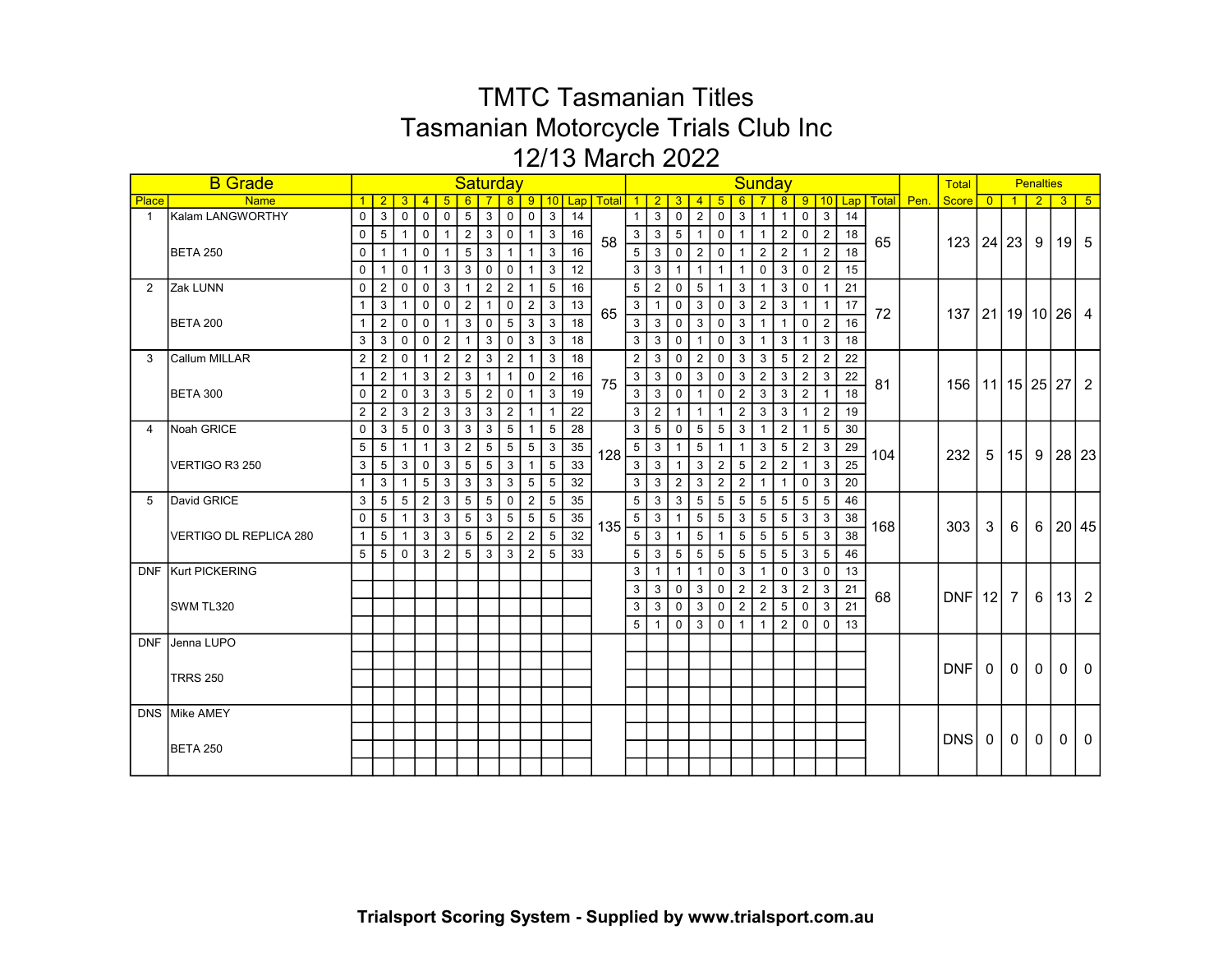# TMTC Tasmanian Titles

# Tasmanian Motorcycle Trials Club Inc

# 12/13 March 2022

| B Grade | | Saturday | | | | | | | | | | | | Sunday | | | | | | | | | | | | | Total | Penalties | | | | |
|---|---|---|---|---|---|---|---|---|---|---|---|---|---|---|---|---|---|---|---|---|---|---|---|---|---|---|---|---|---|---|---|---|
| Place | Name | 1 | 2 | 3 | 4 | 5 | 6 | 7 | 8 | 9 | 10 | Lap | Total | 1 | 2 | 3 | 4 | 5 | 6 | 7 | 8 | 9 | 10 | Lap | Total | Pen. | Score | 0 | 1 | 2 | 3 | 5 |
| 1 | Kalam LANGWORTHY | 0 | 3 | 0 | 0 | 0 | 5 | 3 | 0 | 0 | 3 | 14 | | 1 | 3 | 0 | 2 | 0 | 3 | 1 | 1 | 0 | 3 | 14 | | | | | | | | |
| | | 0 | 5 | 1 | 0 | 1 | 2 | 3 | 0 | 1 | 3 | 16 | 58 | 3 | 3 | 5 | 1 | 0 | 1 | 1 | 2 | 0 | 2 | 18 | 65 | | 123 | 24 | 23 | 9 | 19 | 5 |
| | BETA 250 | 0 | 1 | 1 | 0 | 1 | 5 | 3 | 1 | 1 | 3 | 16 | | 5 | 3 | 0 | 2 | 0 | 1 | 2 | 2 | 1 | 2 | 18 | | | | | | | | |
| | | 0 | 1 | 0 | 1 | 3 | 3 | 0 | 0 | 1 | 3 | 12 | | 3 | 3 | 1 | 1 | 1 | 1 | 0 | 3 | 0 | 2 | 15 | | | | | | | | |
| 2 | Zak LUNN | 0 | 2 | 0 | 0 | 3 | 1 | 2 | 2 | 1 | 5 | 16 | | 5 | 2 | 0 | 5 | 1 | 3 | 1 | 3 | 0 | 1 | 21 | | | | | | | | |
| | | 1 | 3 | 1 | 0 | 0 | 2 | 1 | 0 | 2 | 3 | 13 | 65 | 3 | 1 | 0 | 3 | 0 | 3 | 2 | 3 | 1 | 1 | 17 | 72 | | 137 | 21 | 19 | 10 | 26 | 4 |
| | BETA 200 | 1 | 2 | 0 | 0 | 1 | 3 | 0 | 5 | 3 | 3 | 18 | | 3 | 3 | 0 | 3 | 0 | 3 | 1 | 1 | 0 | 2 | 16 | | | | | | | | |
| | | 3 | 3 | 0 | 0 | 2 | 1 | 3 | 0 | 3 | 3 | 18 | | 3 | 3 | 0 | 1 | 0 | 3 | 1 | 3 | 1 | 3 | 18 | | | | | | | | |
| 3 | Callum MILLAR | 2 | 2 | 0 | 1 | 2 | 2 | 3 | 2 | 1 | 3 | 18 | | 2 | 3 | 0 | 2 | 0 | 3 | 3 | 5 | 2 | 2 | 22 | | | | | | | | |
| | | 1 | 2 | 1 | 3 | 2 | 3 | 1 | 1 | 0 | 2 | 16 | 75 | 3 | 3 | 0 | 3 | 0 | 3 | 2 | 3 | 2 | 3 | 22 | 81 | | 156 | 11 | 15 | 25 | 27 | 2 |
| | BETA 300 | 0 | 2 | 0 | 3 | 3 | 5 | 2 | 0 | 1 | 3 | 19 | | 3 | 3 | 0 | 1 | 0 | 2 | 3 | 3 | 2 | 1 | 18 | | | | | | | | |
| | | 2 | 2 | 3 | 2 | 3 | 3 | 3 | 2 | 1 | 1 | 22 | | 3 | 2 | 1 | 1 | 1 | 2 | 3 | 3 | 1 | 2 | 19 | | | | | | | | |
| 4 | Noah GRICE | 0 | 3 | 5 | 0 | 3 | 3 | 3 | 5 | 1 | 5 | 28 | | 3 | 5 | 0 | 5 | 5 | 3 | 1 | 2 | 1 | 5 | 30 | | | | | | | | |
| | | 5 | 5 | 1 | 1 | 3 | 2 | 5 | 5 | 5 | 3 | 35 | 128 | 5 | 3 | 1 | 5 | 1 | 1 | 3 | 5 | 2 | 3 | 29 | 104 | | 232 | 5 | 15 | 9 | 28 | 23 |
| | VERTIGO R3 250 | 3 | 5 | 3 | 0 | 3 | 5 | 5 | 3 | 1 | 5 | 33 | | 3 | 3 | 1 | 3 | 2 | 5 | 2 | 2 | 1 | 3 | 25 | | | | | | | | |
| | | 1 | 3 | 1 | 5 | 3 | 3 | 3 | 3 | 5 | 5 | 32 | | 3 | 3 | 2 | 3 | 2 | 2 | 1 | 1 | 0 | 3 | 20 | | | | | | | | |
| 5 | David GRICE | 3 | 5 | 5 | 2 | 3 | 5 | 5 | 0 | 2 | 5 | 35 | | 5 | 3 | 3 | 5 | 5 | 5 | 5 | 5 | 5 | 5 | 46 | | | | | | | | |
| | | 0 | 5 | 1 | 3 | 3 | 5 | 3 | 5 | 5 | 5 | 35 | 135 | 5 | 3 | 1 | 5 | 5 | 3 | 5 | 5 | 3 | 3 | 38 | 168 | | 303 | 3 | 6 | 6 | 20 | 45 |
| | VERTIGO DL REPLICA 280 | 1 | 5 | 1 | 3 | 3 | 5 | 5 | 2 | 2 | 5 | 32 | | 5 | 3 | 1 | 5 | 1 | 5 | 5 | 5 | 5 | 3 | 38 | | | | | | | | |
| | | 5 | 5 | 0 | 3 | 2 | 5 | 3 | 3 | 2 | 5 | 33 | | 5 | 3 | 5 | 5 | 5 | 5 | 5 | 5 | 3 | 5 | 46 | | | | | | | | |
| DNF | Kurt PICKERING | | | | | | | | | | | | | 3 | 1 | 1 | 1 | 0 | 3 | 1 | 0 | 3 | 0 | 13 | | | | | | | | |
| | | | | | | | | | | | | | | 3 | 3 | 0 | 3 | 0 | 2 | 2 | 3 | 2 | 3 | 21 | 68 | | DNF | 12 | 7 | 6 | 13 | 2 |
| | SWM TL320 | | | | | | | | | | | | | 3 | 3 | 0 | 3 | 0 | 2 | 2 | 5 | 0 | 3 | 21 | | | | | | | | |
| | | | | | | | | | | | | | | 5 | 1 | 0 | 3 | 0 | 1 | 1 | 2 | 0 | 0 | 13 | | | | | | | | |
| DNF | Jenna LUPO | | | | | | | | | | | | | | | | | | | | | | | | | | | | | | | |
| | | | | | | | | | | | | | | | | | | | | | | | | | | | DNF | 0 | 0 | 0 | 0 | 0 |
| | TRRS 250 | | | | | | | | | | | | | | | | | | | | | | | | | | | | | | | |
| | | | | | | | | | | | | | | | | | | | | | | | | | | | | | | | | |
| DNS | Mike AMEY | | | | | | | | | | | | | | | | | | | | | | | | | | | | | | | |
| | | | | | | | | | | | | | | | | | | | | | | | | | | | DNS | 0 | 0 | 0 | 0 | 0 |
| | BETA 250 | | | | | | | | | | | | | | | | | | | | | | | | | | | | | | | |
| | | | | | | | | | | | | | | | | | | | | | | | | | | | | | | | | |

**Trialsport Scoring System - Supplied by www.trialsport.com.au**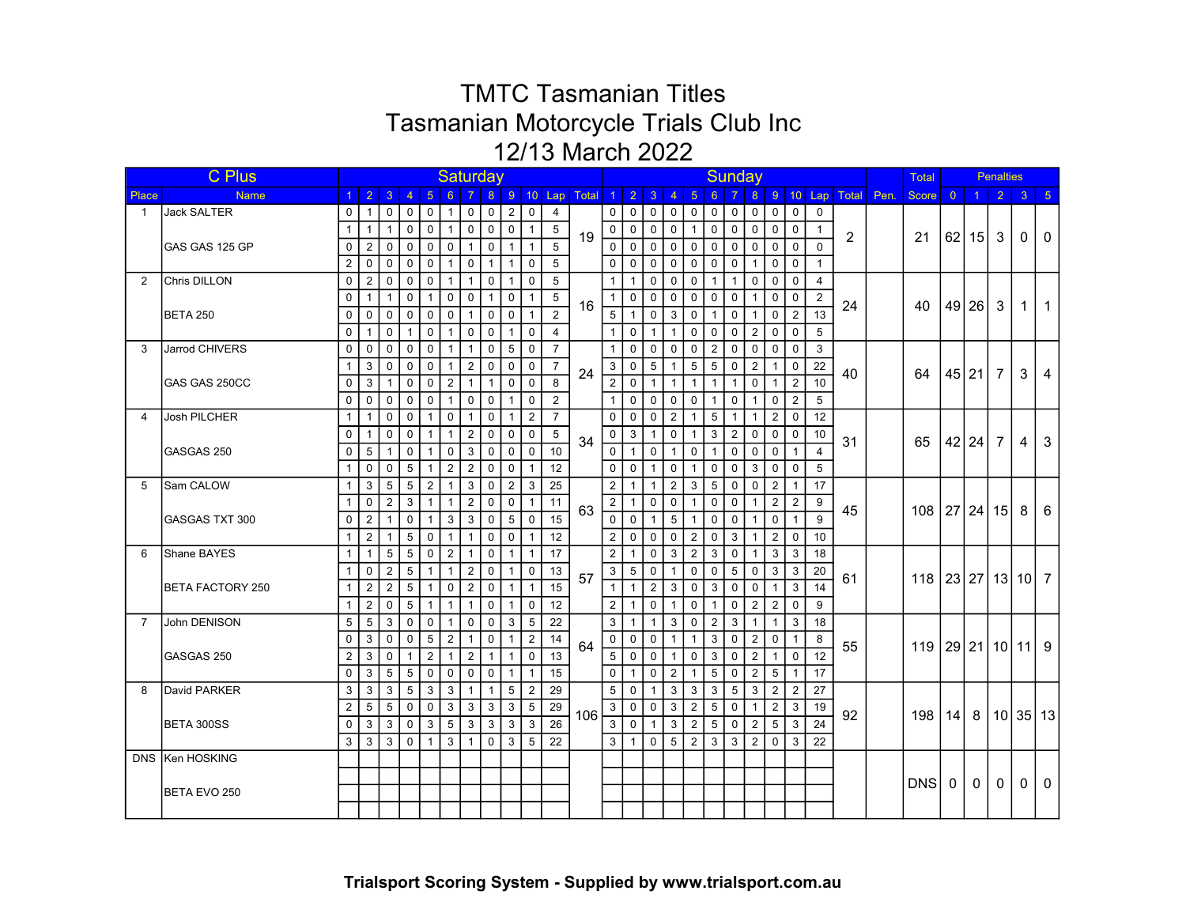# TMTC Tasmanian Titles

# Tasmanian Motorcycle Trials Club Inc

# 12/13 March 2022

| C Plus | | Saturday | | | | | | | | | | | | Sunday | | | | | | | | | | | | | Total | Penalties | | | | |
|---|---|---|---|---|---|---|---|---|---|---|---|---|---|---|---|---|---|---|---|---|---|---|---|---|---|---|---|---|---|---|---|---|
| Place | Name | 1 | 2 | 3 | 4 | 5 | 6 | 7 | 8 | 9 | 10 | Lap | Total | 1 | 2 | 3 | 4 | 5 | 6 | 7 | 8 | 9 | 10 | Lap | Total | Pen. | Score | 0 | 1 | 2 | 3 | 5 |
| 1 | Jack SALTER | 0 | 1 | 0 | 0 | 0 | 1 | 0 | 0 | 2 | 0 | 4 | 19 | 0 | 0 | 0 | 0 | 0 | 0 | 0 | 0 | 0 | 0 | 0 | 2 | | 21 | 62 | 15 | 3 | 0 | 0 |
| | | 1 | 1 | 1 | 0 | 0 | 1 | 0 | 0 | 0 | 1 | 5 | | 0 | 0 | 0 | 0 | 1 | 0 | 0 | 0 | 0 | 0 | 1 | | | | | | | | |
| | GAS GAS 125 GP | 0 | 2 | 0 | 0 | 0 | 0 | 1 | 0 | 1 | 1 | 5 | | 0 | 0 | 0 | 0 | 0 | 0 | 0 | 0 | 0 | 0 | 0 | | | | | | | | |
| | | 2 | 0 | 0 | 0 | 0 | 1 | 0 | 1 | 1 | 0 | 5 | | 0 | 0 | 0 | 0 | 0 | 0 | 0 | 1 | 0 | 0 | 1 | | | | | | | | |
| 2 | Chris DILLON | 0 | 2 | 0 | 0 | 0 | 1 | 1 | 0 | 1 | 0 | 5 | 16 | 1 | 1 | 0 | 0 | 0 | 1 | 1 | 0 | 0 | 0 | 4 | 24 | | 40 | 49 | 26 | 3 | 1 | 1 |
| | | 0 | 1 | 1 | 0 | 1 | 0 | 0 | 1 | 0 | 1 | 5 | | 1 | 0 | 0 | 0 | 0 | 0 | 0 | 1 | 0 | 0 | 2 | | | | | | | | |
| | BETA 250 | 0 | 0 | 0 | 0 | 0 | 0 | 1 | 0 | 0 | 1 | 2 | | 5 | 1 | 0 | 3 | 0 | 1 | 0 | 1 | 0 | 2 | 13 | | | | | | | | |
| | | 0 | 1 | 0 | 1 | 0 | 1 | 0 | 0 | 1 | 0 | 4 | | 1 | 0 | 1 | 1 | 0 | 0 | 0 | 2 | 0 | 0 | 5 | | | | | | | | |
| 3 | Jarrod CHIVERS | 0 | 0 | 0 | 0 | 0 | 1 | 1 | 0 | 5 | 0 | 7 | 24 | 1 | 0 | 0 | 0 | 0 | 2 | 0 | 0 | 0 | 0 | 3 | 40 | | 64 | 45 | 21 | 7 | 3 | 4 |
| | | 1 | 3 | 0 | 0 | 0 | 1 | 2 | 0 | 0 | 0 | 7 | | 3 | 0 | 5 | 1 | 5 | 5 | 0 | 2 | 1 | 0 | 22 | | | | | | | | |
| | GAS GAS 250CC | 0 | 3 | 1 | 0 | 0 | 2 | 1 | 1 | 0 | 0 | 8 | | 2 | 0 | 1 | 1 | 1 | 1 | 1 | 0 | 1 | 2 | 10 | | | | | | | | |
| | | 0 | 0 | 0 | 0 | 0 | 1 | 0 | 0 | 1 | 0 | 2 | | 1 | 0 | 0 | 0 | 0 | 1 | 0 | 1 | 0 | 2 | 5 | | | | | | | | |
| 4 | Josh PILCHER | 1 | 1 | 0 | 0 | 1 | 0 | 1 | 0 | 1 | 2 | 7 | 34 | 0 | 0 | 0 | 2 | 1 | 5 | 1 | 1 | 2 | 0 | 12 | 31 | | 65 | 42 | 24 | 7 | 4 | 3 |
| | | 0 | 1 | 0 | 0 | 1 | 1 | 2 | 0 | 0 | 0 | 5 | | 0 | 3 | 1 | 0 | 1 | 3 | 2 | 0 | 0 | 0 | 10 | | | | | | | | |
| | GASGAS 250 | 0 | 5 | 1 | 0 | 1 | 0 | 3 | 0 | 0 | 0 | 10 | | 0 | 1 | 0 | 1 | 0 | 1 | 0 | 0 | 0 | 1 | 4 | | | | | | | | |
| | | 1 | 0 | 0 | 5 | 1 | 2 | 2 | 0 | 0 | 1 | 12 | | 0 | 0 | 1 | 0 | 1 | 0 | 0 | 3 | 0 | 0 | 5 | | | | | | | | |
| 5 | Sam CALOW | 1 | 3 | 5 | 5 | 2 | 1 | 3 | 0 | 2 | 3 | 25 | 63 | 2 | 1 | 1 | 2 | 3 | 5 | 0 | 0 | 2 | 1 | 17 | 45 | | 108 | 27 | 24 | 15 | 8 | 6 |
| | | 1 | 0 | 2 | 3 | 1 | 1 | 2 | 0 | 0 | 1 | 11 | | 2 | 1 | 0 | 0 | 1 | 0 | 0 | 1 | 2 | 2 | 9 | | | | | | | | |
| | GASGAS TXT 300 | 0 | 2 | 1 | 0 | 1 | 3 | 3 | 0 | 5 | 0 | 15 | | 0 | 0 | 1 | 5 | 1 | 0 | 0 | 1 | 0 | 1 | 9 | | | | | | | | |
| | | 1 | 2 | 1 | 5 | 0 | 1 | 1 | 0 | 0 | 1 | 12 | | 2 | 0 | 0 | 0 | 2 | 0 | 3 | 1 | 2 | 0 | 10 | | | | | | | | |
| 6 | Shane BAYES | 1 | 1 | 5 | 5 | 0 | 2 | 1 | 0 | 1 | 1 | 17 | 57 | 2 | 1 | 0 | 3 | 2 | 3 | 0 | 1 | 3 | 3 | 18 | 61 | | 118 | 23 | 27 | 13 | 10 | 7 |
| | | 1 | 0 | 2 | 5 | 1 | 1 | 2 | 0 | 1 | 0 | 13 | | 3 | 5 | 0 | 1 | 0 | 0 | 5 | 0 | 3 | 3 | 20 | | | | | | | | |
| | BETA FACTORY 250 | 1 | 2 | 2 | 5 | 1 | 0 | 2 | 0 | 1 | 1 | 15 | | 1 | 1 | 2 | 3 | 0 | 3 | 0 | 0 | 1 | 3 | 14 | | | | | | | | |
| | | 1 | 2 | 0 | 5 | 1 | 1 | 1 | 0 | 1 | 0 | 12 | | 2 | 1 | 0 | 1 | 0 | 1 | 0 | 2 | 2 | 0 | 9 | | | | | | | | |
| 7 | John DENISON | 5 | 5 | 3 | 0 | 0 | 1 | 0 | 0 | 3 | 5 | 22 | 64 | 3 | 1 | 1 | 3 | 0 | 2 | 3 | 1 | 1 | 3 | 18 | 55 | | 119 | 29 | 21 | 10 | 11 | 9 |
| | | 0 | 3 | 0 | 0 | 5 | 2 | 1 | 0 | 1 | 2 | 14 | | 0 | 0 | 0 | 1 | 1 | 3 | 0 | 2 | 0 | 1 | 8 | | | | | | | | |
| | GASGAS 250 | 2 | 3 | 0 | 1 | 2 | 1 | 2 | 1 | 1 | 0 | 13 | | 5 | 0 | 0 | 1 | 0 | 3 | 0 | 2 | 1 | 0 | 12 | | | | | | | | |
| | | 0 | 3 | 5 | 5 | 0 | 0 | 0 | 0 | 1 | 1 | 15 | | 0 | 1 | 0 | 2 | 1 | 5 | 0 | 2 | 5 | 1 | 17 | | | | | | | | |
| 8 | David PARKER | 3 | 3 | 3 | 5 | 3 | 3 | 1 | 1 | 5 | 2 | 29 | 106 | 5 | 0 | 1 | 3 | 3 | 3 | 5 | 3 | 2 | 2 | 27 | 92 | | 198 | 14 | 8 | 10 | 35 | 13 |
| | | 2 | 5 | 5 | 0 | 0 | 3 | 3 | 3 | 3 | 5 | 29 | | 3 | 0 | 0 | 3 | 2 | 5 | 0 | 1 | 2 | 3 | 19 | | | | | | | | |
| | BETA 300SS | 0 | 3 | 3 | 0 | 3 | 5 | 3 | 3 | 3 | 3 | 26 | | 3 | 0 | 1 | 3 | 2 | 5 | 0 | 2 | 5 | 3 | 24 | | | | | | | | |
| | | 3 | 3 | 3 | 0 | 1 | 3 | 1 | 0 | 3 | 5 | 22 | | 3 | 1 | 0 | 5 | 2 | 3 | 3 | 2 | 0 | 3 | 22 | | | | | | | | |
| DNS | Ken HOSKING | | | | | | | | | | | | | | | | | | | | | | | | | | DNS | 0 | 0 | 0 | 0 | 0 |
| | BETA EVO 250 | | | | | | | | | | | | | | | | | | | | | | | | | | | | | | | |

**Trialsport Scoring System - Supplied by www.trialsport.com.au**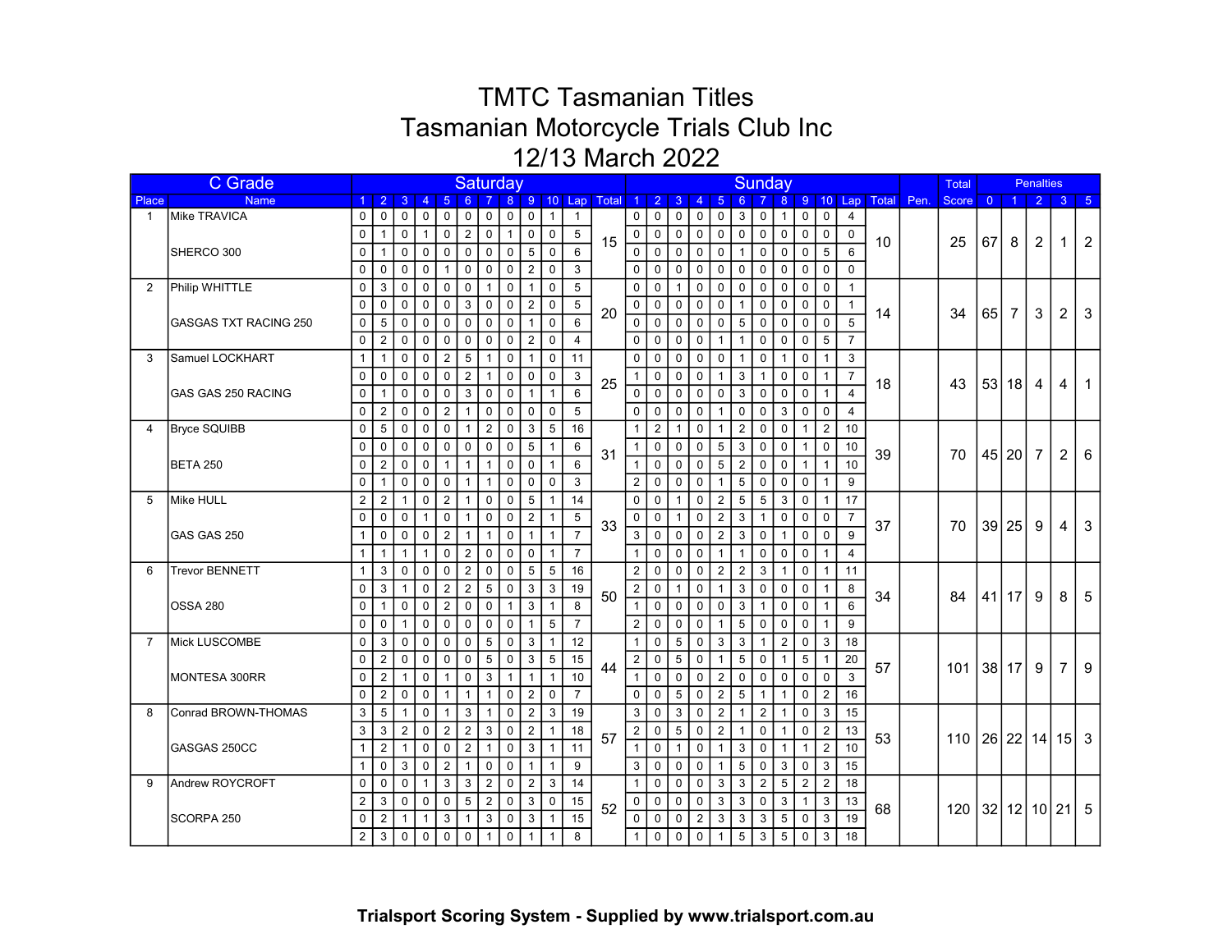# TMTC Tasmanian Titles

# Tasmanian Motorcycle Trials Club Inc

# 12/13 March 2022

| C Grade | | Saturday | | | | | | | | | | | | Sunday | | | | | | | | | | | | | Total | Penalties | | | | |
|---|---|---|---|---|---|---|---|---|---|---|---|---|---|---|---|---|---|---|---|---|---|---|---|---|---|---|---|---|---|---|---|---|
| Place | Name | 1 | 2 | 3 | 4 | 5 | 6 | 7 | 8 | 9 | 10 | Lap | Total | 1 | 2 | 3 | 4 | 5 | 6 | 7 | 8 | 9 | 10 | Lap | Total | Pen. | Score | 0 | 1 | 2 | 3 | 5 |
| 1 | Mike TRAVICA | 0 | 0 | 0 | 0 | 0 | 0 | 0 | 0 | 0 | 1 | 1 | 15 | 0 | 0 | 0 | 0 | 0 | 3 | 0 | 1 | 0 | 0 | 4 | 10 | | 25 | 67 | 8 | 2 | 1 | 2 |
| | | 0 | 1 | 0 | 1 | 0 | 2 | 0 | 1 | 0 | 0 | 5 | | 0 | 0 | 0 | 0 | 0 | 0 | 0 | 0 | 0 | 0 | 0 | | | | | | | | |
| | SHERCO 300 | 0 | 1 | 0 | 0 | 0 | 0 | 0 | 0 | 5 | 0 | 6 | | 0 | 0 | 0 | 0 | 0 | 1 | 0 | 0 | 0 | 5 | 6 | | | | | | | | |
| | | 0 | 0 | 0 | 0 | 1 | 0 | 0 | 0 | 2 | 0 | 3 | | 0 | 0 | 0 | 0 | 0 | 0 | 0 | 0 | 0 | 0 | 0 | | | | | | | | |
| 2 | Philip WHITTLE | 0 | 3 | 0 | 0 | 0 | 0 | 1 | 0 | 1 | 0 | 5 | 20 | 0 | 0 | 1 | 0 | 0 | 0 | 0 | 0 | 0 | 0 | 1 | 14 | | 34 | 65 | 7 | 3 | 2 | 3 |
| | | 0 | 0 | 0 | 0 | 0 | 3 | 0 | 0 | 2 | 0 | 5 | | 0 | 0 | 0 | 0 | 0 | 1 | 0 | 0 | 0 | 0 | 1 | | | | | | | | |
| | GASGAS TXT RACING 250 | 0 | 5 | 0 | 0 | 0 | 0 | 0 | 0 | 1 | 0 | 6 | | 0 | 0 | 0 | 0 | 0 | 5 | 0 | 0 | 0 | 0 | 5 | | | | | | | | |
| | | 0 | 2 | 0 | 0 | 0 | 0 | 0 | 0 | 2 | 0 | 4 | | 0 | 0 | 0 | 0 | 1 | 1 | 0 | 0 | 0 | 5 | 7 | | | | | | | | |
| 3 | Samuel LOCKHART | 1 | 1 | 0 | 0 | 2 | 5 | 1 | 0 | 1 | 0 | 11 | 25 | 0 | 0 | 0 | 0 | 0 | 1 | 0 | 1 | 0 | 1 | 3 | 18 | | 43 | 53 | 18 | 4 | 4 | 1 |
| | | 0 | 0 | 0 | 0 | 0 | 2 | 1 | 0 | 0 | 0 | 3 | | 1 | 0 | 0 | 0 | 1 | 3 | 1 | 0 | 0 | 1 | 7 | | | | | | | | |
| | GAS GAS 250 RACING | 0 | 1 | 0 | 0 | 0 | 3 | 0 | 0 | 1 | 1 | 6 | | 0 | 0 | 0 | 0 | 0 | 3 | 0 | 0 | 0 | 1 | 4 | | | | | | | | |
| | | 0 | 2 | 0 | 0 | 2 | 1 | 0 | 0 | 0 | 0 | 5 | | 0 | 0 | 0 | 0 | 1 | 0 | 0 | 3 | 0 | 0 | 4 | | | | | | | | |
| 4 | Bryce SQUIBB | 0 | 5 | 0 | 0 | 0 | 1 | 2 | 0 | 3 | 5 | 16 | 31 | 1 | 2 | 1 | 0 | 1 | 2 | 0 | 0 | 1 | 2 | 10 | 39 | | 70 | 45 | 20 | 7 | 2 | 6 |
| | | 0 | 0 | 0 | 0 | 0 | 0 | 0 | 0 | 5 | 1 | 6 | | 1 | 0 | 0 | 0 | 5 | 3 | 0 | 0 | 1 | 0 | 10 | | | | | | | | |
| | BETA 250 | 0 | 2 | 0 | 0 | 1 | 1 | 1 | 0 | 0 | 1 | 6 | | 1 | 0 | 0 | 0 | 5 | 2 | 0 | 0 | 1 | 1 | 10 | | | | | | | | |
| | | 0 | 1 | 0 | 0 | 0 | 1 | 1 | 0 | 0 | 0 | 3 | | 2 | 0 | 0 | 0 | 1 | 5 | 0 | 0 | 0 | 1 | 9 | | | | | | | | |
| 5 | Mike HULL | 2 | 2 | 1 | 0 | 2 | 1 | 0 | 0 | 5 | 1 | 14 | 33 | 0 | 0 | 1 | 0 | 2 | 5 | 5 | 3 | 0 | 1 | 17 | 37 | | 70 | 39 | 25 | 9 | 4 | 3 |
| | | 0 | 0 | 0 | 1 | 0 | 1 | 0 | 0 | 2 | 1 | 5 | | 0 | 0 | 1 | 0 | 2 | 3 | 1 | 0 | 0 | 0 | 7 | | | | | | | | |
| | GAS GAS 250 | 1 | 0 | 0 | 0 | 2 | 1 | 1 | 0 | 1 | 1 | 7 | | 3 | 0 | 0 | 0 | 2 | 3 | 0 | 1 | 0 | 0 | 9 | | | | | | | | |
| | | 1 | 1 | 1 | 1 | 0 | 2 | 0 | 0 | 0 | 1 | 7 | | 1 | 0 | 0 | 0 | 1 | 1 | 0 | 0 | 0 | 1 | 4 | | | | | | | | |
| 6 | Trevor BENNETT | 1 | 3 | 0 | 0 | 0 | 2 | 0 | 0 | 5 | 5 | 16 | 50 | 2 | 0 | 0 | 0 | 2 | 2 | 3 | 1 | 0 | 1 | 11 | 34 | | 84 | 41 | 17 | 9 | 8 | 5 |
| | | 0 | 3 | 1 | 0 | 2 | 2 | 5 | 0 | 3 | 3 | 19 | | 2 | 0 | 1 | 0 | 1 | 3 | 0 | 0 | 0 | 1 | 8 | | | | | | | | |
| | OSSA 280 | 0 | 1 | 0 | 0 | 2 | 0 | 0 | 1 | 3 | 1 | 8 | | 1 | 0 | 0 | 0 | 0 | 3 | 1 | 0 | 0 | 1 | 6 | | | | | | | | |
| | | 0 | 0 | 1 | 0 | 0 | 0 | 0 | 0 | 1 | 5 | 7 | | 2 | 0 | 0 | 0 | 1 | 5 | 0 | 0 | 0 | 1 | 9 | | | | | | | | |
| 7 | Mick LUSCOMBE | 0 | 3 | 0 | 0 | 0 | 0 | 5 | 0 | 3 | 1 | 12 | 44 | 1 | 0 | 5 | 0 | 3 | 3 | 1 | 2 | 0 | 3 | 18 | 57 | | 101 | 38 | 17 | 9 | 7 | 9 |
| | | 0 | 2 | 0 | 0 | 0 | 0 | 5 | 0 | 3 | 5 | 15 | | 2 | 0 | 5 | 0 | 1 | 5 | 0 | 1 | 5 | 1 | 20 | | | | | | | | |
| | MONTESA 300RR | 0 | 2 | 1 | 0 | 1 | 0 | 3 | 1 | 1 | 1 | 10 | | 1 | 0 | 0 | 0 | 2 | 0 | 0 | 0 | 0 | 0 | 3 | | | | | | | | |
| | | 0 | 2 | 0 | 0 | 1 | 1 | 1 | 0 | 2 | 0 | 7 | | 0 | 0 | 5 | 0 | 2 | 5 | 1 | 1 | 0 | 2 | 16 | | | | | | | | |
| 8 | Conrad BROWN-THOMAS | 3 | 5 | 1 | 0 | 1 | 3 | 1 | 0 | 2 | 3 | 19 | 57 | 3 | 0 | 3 | 0 | 2 | 1 | 2 | 1 | 0 | 3 | 15 | 53 | | 110 | 26 | 22 | 14 | 15 | 3 |
| | | 3 | 3 | 2 | 0 | 2 | 2 | 3 | 0 | 2 | 1 | 18 | | 2 | 0 | 5 | 0 | 2 | 1 | 0 | 1 | 0 | 2 | 13 | | | | | | | | |
| | GASGAS 250CC | 1 | 2 | 1 | 0 | 0 | 2 | 1 | 0 | 3 | 1 | 11 | | 1 | 0 | 1 | 0 | 1 | 3 | 0 | 1 | 1 | 2 | 10 | | | | | | | | |
| | | 1 | 0 | 3 | 0 | 2 | 1 | 0 | 0 | 1 | 1 | 9 | | 3 | 0 | 0 | 0 | 1 | 5 | 0 | 3 | 0 | 3 | 15 | | | | | | | | |
| 9 | Andrew ROYCROFT | 0 | 0 | 0 | 1 | 3 | 3 | 2 | 0 | 2 | 3 | 14 | 52 | 1 | 0 | 0 | 0 | 3 | 3 | 2 | 5 | 2 | 2 | 18 | 68 | | 120 | 32 | 12 | 10 | 21 | 5 |
| | | 2 | 3 | 0 | 0 | 0 | 5 | 2 | 0 | 3 | 0 | 15 | | 0 | 0 | 0 | 0 | 3 | 3 | 0 | 3 | 1 | 3 | 13 | | | | | | | | |
| | SCORPA 250 | 0 | 2 | 1 | 1 | 3 | 1 | 3 | 0 | 3 | 1 | 15 | | 0 | 0 | 0 | 2 | 3 | 3 | 3 | 5 | 0 | 3 | 19 | | | | | | | | |
| | | 2 | 3 | 0 | 0 | 0 | 0 | 1 | 0 | 1 | 1 | 8 | | 1 | 0 | 0 | 0 | 1 | 5 | 3 | 5 | 0 | 3 | 18 | | | | | | | | |

**Trialsport Scoring System - Supplied by www.trialsport.com.au**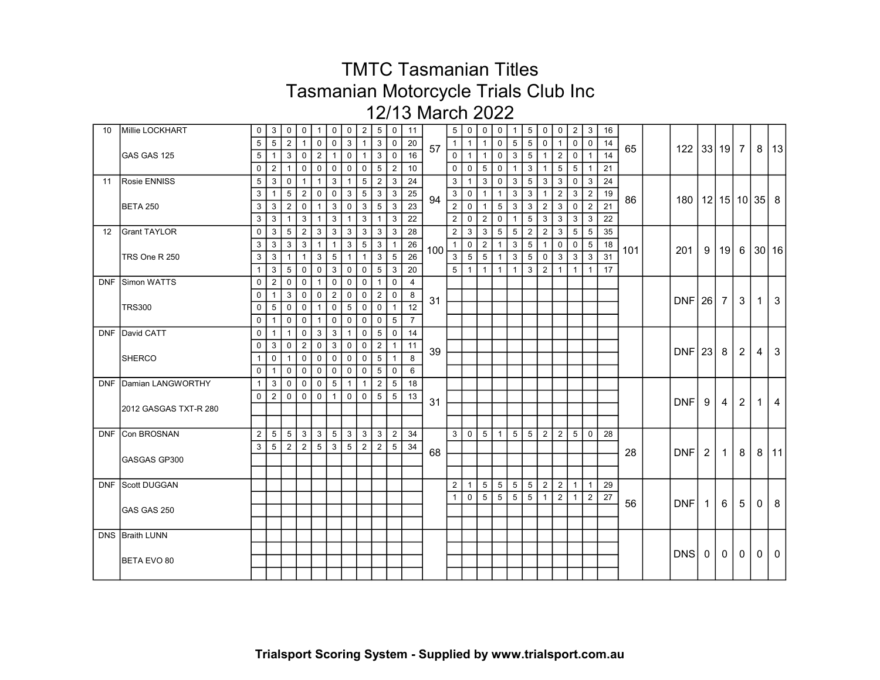# TMTC Tasmanian Titles
## Tasmanian Motorcycle Trials Club Inc
### 12/13 March 2022

| | | | | | | | | | | | | | | | | | | | | | | | | | | | | | | | | |
|---|---|---|---|---|---|---|---|---|---|---|---|---|---|---|---|---|---|---|---|---|---|---|---|---|---|---|---|---|---|---|---|---|
| 10 | Millie LOCKHART | 0 | 3 | 0 | 0 | 1 | 0 | 0 | 2 | 5 | 0 | 11 | 57 | 5 | 0 | 0 | 0 | 1 | 5 | 0 | 0 | 2 | 3 | 16 | 65 | | 122 | 33 | 19 | 7 | 8 | 13 |
| | | 5 | 5 | 2 | 1 | 0 | 0 | 3 | 1 | 3 | 0 | 20 | | 1 | 1 | 1 | 0 | 5 | 5 | 0 | 1 | 0 | 0 | 14 | | | | | | | | |
| | GAS GAS 125 | 5 | 1 | 3 | 0 | 2 | 1 | 0 | 1 | 3 | 0 | 16 | | 0 | 1 | 1 | 0 | 3 | 5 | 1 | 2 | 0 | 1 | 14 | | | | | | | | |
| | | 0 | 2 | 1 | 0 | 0 | 0 | 0 | 0 | 5 | 2 | 10 | | 0 | 0 | 5 | 0 | 1 | 3 | 1 | 5 | 5 | 1 | 21 | | | | | | | | |
| 11 | Rosie ENNISS | 5 | 3 | 0 | 1 | 1 | 3 | 1 | 5 | 2 | 3 | 24 | 94 | 3 | 1 | 3 | 0 | 3 | 5 | 3 | 3 | 0 | 3 | 24 | 86 | | 180 | 12 | 15 | 10 | 35 | 8 |
| | | 3 | 1 | 5 | 2 | 0 | 0 | 3 | 5 | 3 | 3 | 25 | | 3 | 0 | 1 | 1 | 3 | 3 | 1 | 2 | 3 | 2 | 19 | | | | | | | | |
| | BETA 250 | 3 | 3 | 2 | 0 | 1 | 3 | 0 | 3 | 5 | 3 | 23 | | 2 | 0 | 1 | 5 | 3 | 3 | 2 | 3 | 0 | 2 | 21 | | | | | | | | |
| | | 3 | 3 | 1 | 3 | 1 | 3 | 1 | 3 | 1 | 3 | 22 | | 2 | 0 | 2 | 0 | 1 | 5 | 3 | 3 | 3 | 3 | 22 | | | | | | | | |
| 12 | Grant TAYLOR | 0 | 3 | 5 | 2 | 3 | 3 | 3 | 3 | 3 | 3 | 28 | 100 | 2 | 3 | 3 | 5 | 5 | 2 | 2 | 3 | 5 | 5 | 35 | 101 | | 201 | 9 | 19 | 6 | 30 | 16 |
| | | 3 | 3 | 3 | 3 | 1 | 1 | 3 | 5 | 3 | 1 | 26 | | 1 | 0 | 2 | 1 | 3 | 5 | 1 | 0 | 0 | 5 | 18 | | | | | | | | |
| | TRS One R 250 | 3 | 3 | 1 | 1 | 3 | 5 | 1 | 1 | 3 | 5 | 26 | | 3 | 5 | 5 | 1 | 3 | 5 | 0 | 3 | 3 | 3 | 31 | | | | | | | | |
| | | 1 | 3 | 5 | 0 | 0 | 3 | 0 | 0 | 5 | 3 | 20 | | 5 | 1 | 1 | 1 | 1 | 3 | 2 | 1 | 1 | 1 | 17 | | | | | | | | |
| DNF | Simon WATTS | 0 | 2 | 0 | 0 | 1 | 0 | 0 | 0 | 1 | 0 | 4 | 31 | | | | | | | | | | | | | | DNF | 26 | 7 | 3 | 1 | 3 |
| | | 0 | 1 | 3 | 0 | 0 | 2 | 0 | 0 | 2 | 0 | 8 | | | | | | | | | | | | | | | | | | | | |
| | TRS300 | 0 | 5 | 0 | 0 | 1 | 0 | 5 | 0 | 0 | 1 | 12 | | | | | | | | | | | | | | | | | | | | |
| | | 0 | 1 | 0 | 0 | 1 | 0 | 0 | 0 | 0 | 5 | 7 | | | | | | | | | | | | | | | | | | | | |
| DNF | David CATT | 0 | 1 | 1 | 0 | 3 | 3 | 1 | 0 | 5 | 0 | 14 | 39 | | | | | | | | | | | | | | DNF | 23 | 8 | 2 | 4 | 3 |
| | | 0 | 3 | 0 | 2 | 0 | 3 | 0 | 0 | 2 | 1 | 11 | | | | | | | | | | | | | | | | | | | | |
| | SHERCO | 1 | 0 | 1 | 0 | 0 | 0 | 0 | 0 | 5 | 1 | 8 | | | | | | | | | | | | | | | | | | | | |
| | | 0 | 1 | 0 | 0 | 0 | 0 | 0 | 0 | 5 | 0 | 6 | | | | | | | | | | | | | | | | | | | | |
| DNF | Damian LANGWORTHY | 1 | 3 | 0 | 0 | 0 | 5 | 1 | 1 | 2 | 5 | 18 | 31 | | | | | | | | | | | | | | DNF | 9 | 4 | 2 | 1 | 4 |
| | | 0 | 2 | 0 | 0 | 0 | 1 | 0 | 0 | 5 | 5 | 13 | | | | | | | | | | | | | | | | | | | | |
| | 2012 GASGAS TXT-R 280 | | | | | | | | | | | | | | | | | | | | | | | | | | | | | | | |
| | | | | | | | | | | | | | | | | | | | | | | | | | | | | | | | | |
| DNF | Con BROSNAN | 2 | 5 | 5 | 3 | 3 | 5 | 3 | 3 | 3 | 2 | 34 | 68 | 3 | 0 | 5 | 1 | 5 | 5 | 2 | 2 | 5 | 0 | 28 | 28 | | DNF | 2 | 1 | 8 | 8 | 11 |
| | | 3 | 5 | 2 | 2 | 5 | 3 | 5 | 2 | 2 | 5 | 34 | | | | | | | | | | | | | | | | | | | | |
| | GASGAS GP300 | | | | | | | | | | | | | | | | | | | | | | | | | | | | | | | |
| | | | | | | | | | | | | | | | | | | | | | | | | | | | | | | | | |
| DNF | Scott DUGGAN | | | | | | | | | | | | | 2 | 1 | 5 | 5 | 5 | 5 | 2 | 2 | 1 | 1 | 29 | 56 | | DNF | 1 | 6 | 5 | 0 | 8 |
| | | | | | | | | | | | | | | 1 | 0 | 5 | 5 | 5 | 5 | 1 | 2 | 1 | 2 | 27 | | | | | | | | |
| | GAS GAS 250 | | | | | | | | | | | | | | | | | | | | | | | | | | | | | | | |
| | | | | | | | | | | | | | | | | | | | | | | | | | | | | | | | | |
| DNS | Braith LUNN | | | | | | | | | | | | | | | | | | | | | | | | | | DNS | 0 | 0 | 0 | 0 | 0 |
| | | | | | | | | | | | | | | | | | | | | | | | | | | | | | | | | |
| | BETA EVO 80 | | | | | | | | | | | | | | | | | | | | | | | | | | | | | | | |
| | | | | | | | | | | | | | | | | | | | | | | | | | | | | | | | | |

**Trialsport Scoring System - Supplied by www.trialsport.com.au**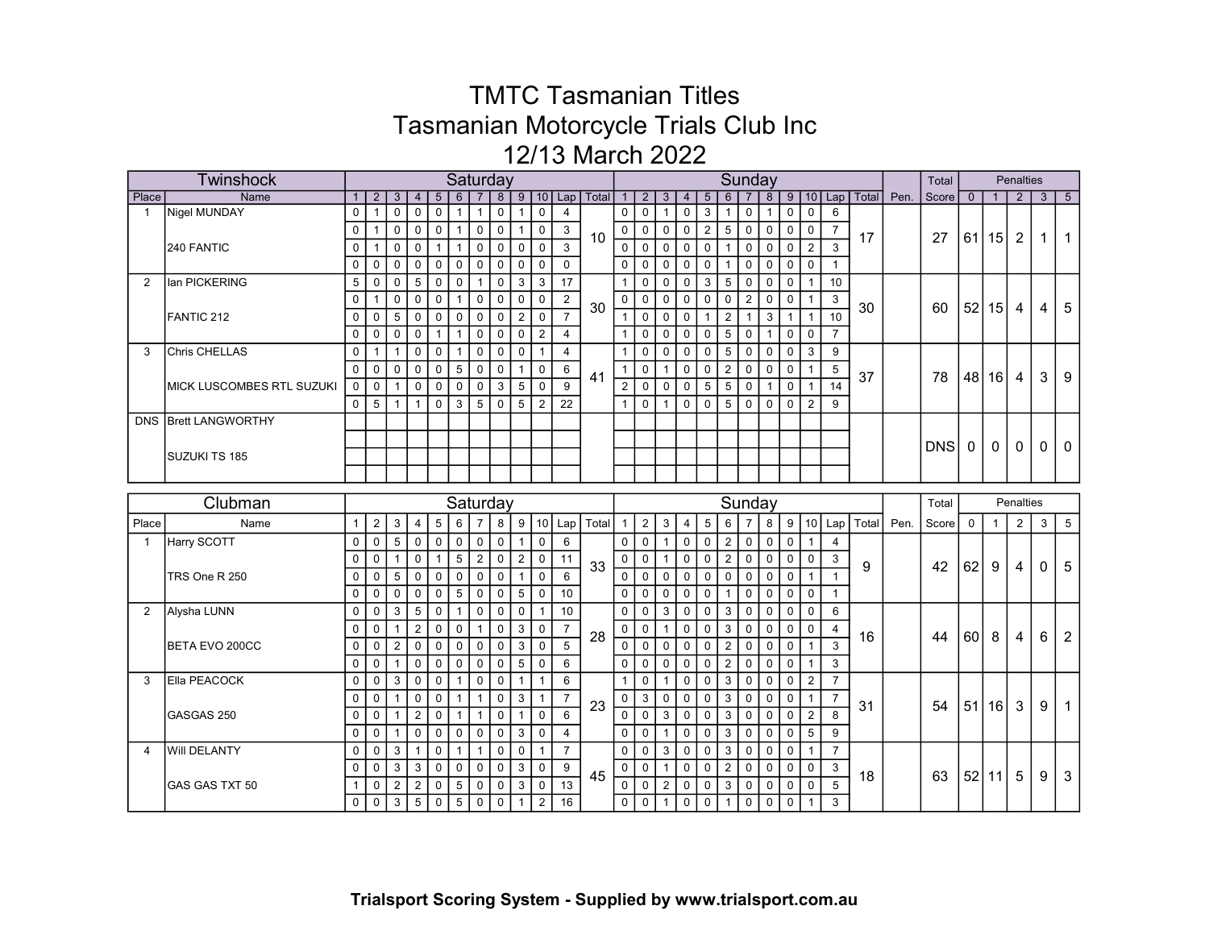# TMTC Tasmanian Titles

# Tasmanian Motorcycle Trials Club Inc

# 12/13 March 2022

| Twinshock | | Saturday | | | | | | | | | | | | Sunday | | | | | | | | | | | | | Total | Penalties | | | | |
|---|---|---|---|---|---|---|---|---|---|---|---|---|---|---|---|---|---|---|---|---|---|---|---|---|---|---|---|---|---|---|---|---|
| Place | Name | 1 | 2 | 3 | 4 | 5 | 6 | 7 | 8 | 9 | 10 | Lap | Total | 1 | 2 | 3 | 4 | 5 | 6 | 7 | 8 | 9 | 10 | Lap | Total | Pen. | Score | 0 | 1 | 2 | 3 | 5 |
| 1 | Nigel MUNDAY | 0 | 1 | 0 | 0 | 0 | 1 | 1 | 0 | 1 | 0 | 4 | 10 | 0 | 0 | 1 | 0 | 3 | 1 | 0 | 1 | 0 | 0 | 6 | 17 | | 27 | 61 | 15 | 2 | 1 | 1 |
| | | 0 | 1 | 0 | 0 | 0 | 1 | 0 | 0 | 1 | 0 | 3 | | 0 | 0 | 0 | 0 | 2 | 5 | 0 | 0 | 0 | 0 | 7 | | | | | | | | |
| | 240 FANTIC | 0 | 1 | 0 | 0 | 1 | 1 | 0 | 0 | 0 | 0 | 3 | | 0 | 0 | 0 | 0 | 0 | 1 | 0 | 0 | 0 | 2 | 3 | | | | | | | | |
| | | 0 | 0 | 0 | 0 | 0 | 0 | 0 | 0 | 0 | 0 | 0 | | 0 | 0 | 0 | 0 | 0 | 1 | 0 | 0 | 0 | 0 | 1 | | | | | | | | |
| 2 | Ian PICKERING | 5 | 0 | 0 | 5 | 0 | 0 | 1 | 0 | 3 | 3 | 17 | 30 | 1 | 0 | 0 | 0 | 3 | 5 | 0 | 0 | 0 | 1 | 10 | 30 | | 60 | 52 | 15 | 4 | 4 | 5 |
| | | 0 | 1 | 0 | 0 | 0 | 1 | 0 | 0 | 0 | 0 | 2 | | 0 | 0 | 0 | 0 | 0 | 0 | 2 | 0 | 0 | 1 | 3 | | | | | | | | |
| | FANTIC 212 | 0 | 0 | 5 | 0 | 0 | 0 | 0 | 0 | 2 | 0 | 7 | | 1 | 0 | 0 | 0 | 1 | 2 | 1 | 3 | 1 | 1 | 10 | | | | | | | | |
| | | 0 | 0 | 0 | 0 | 1 | 1 | 0 | 0 | 0 | 2 | 4 | | 1 | 0 | 0 | 0 | 0 | 5 | 0 | 1 | 0 | 0 | 7 | | | | | | | | |
| 3 | Chris CHELLAS | 0 | 1 | 1 | 0 | 0 | 1 | 0 | 0 | 0 | 1 | 4 | 41 | 1 | 0 | 0 | 0 | 0 | 5 | 0 | 0 | 0 | 3 | 9 | 37 | | 78 | 48 | 16 | 4 | 3 | 9 |
| | | 0 | 0 | 0 | 0 | 0 | 5 | 0 | 0 | 1 | 0 | 6 | | 1 | 0 | 1 | 0 | 0 | 2 | 0 | 0 | 0 | 1 | 5 | | | | | | | | |
| | MICK LUSCOMBES RTL SUZUKI | 0 | 0 | 1 | 0 | 0 | 0 | 0 | 3 | 5 | 0 | 9 | | 2 | 0 | 0 | 0 | 5 | 5 | 0 | 1 | 0 | 1 | 14 | | | | | | | | |
| | | 0 | 5 | 1 | 1 | 0 | 3 | 5 | 0 | 5 | 2 | 22 | | 1 | 0 | 1 | 0 | 0 | 5 | 0 | 0 | 0 | 2 | 9 | | | | | | | | |
| DNS | Brett LANGWORTHY | | | | | | | | | | | | | | | | | | | | | | | | | | DNS | 0 | 0 | 0 | 0 | 0 |
| | SUZUKI TS 185 | | | | | | | | | | | | | | | | | | | | | | | | | | | | | | | |

| Clubman | | Saturday | | | | | | | | | | | | Sunday | | | | | | | | | | | | | Total | Penalties | | | | |
|---|---|---|---|---|---|---|---|---|---|---|---|---|---|---|---|---|---|---|---|---|---|---|---|---|---|---|---|---|---|---|---|---|
| Place | Name | 1 | 2 | 3 | 4 | 5 | 6 | 7 | 8 | 9 | 10 | Lap | Total | 1 | 2 | 3 | 4 | 5 | 6 | 7 | 8 | 9 | 10 | Lap | Total | Pen. | Score | 0 | 1 | 2 | 3 | 5 |
| 1 | Harry SCOTT | 0 | 0 | 5 | 0 | 0 | 0 | 0 | 0 | 1 | 0 | 6 | 33 | 0 | 0 | 1 | 0 | 0 | 2 | 0 | 0 | 0 | 1 | 4 | 9 | | 42 | 62 | 9 | 4 | 0 | 5 |
| | | 0 | 0 | 1 | 0 | 1 | 5 | 2 | 0 | 2 | 0 | 11 | | 0 | 0 | 1 | 0 | 0 | 2 | 0 | 0 | 0 | 0 | 3 | | | | | | | | |
| | TRS One R 250 | 0 | 0 | 5 | 0 | 0 | 0 | 0 | 0 | 1 | 0 | 6 | | 0 | 0 | 0 | 0 | 0 | 0 | 0 | 0 | 0 | 1 | 1 | | | | | | | | |
| | | 0 | 0 | 0 | 0 | 0 | 5 | 0 | 0 | 5 | 0 | 10 | | 0 | 0 | 0 | 0 | 0 | 1 | 0 | 0 | 0 | 0 | 1 | | | | | | | | |
| 2 | Alysha LUNN | 0 | 0 | 3 | 5 | 0 | 1 | 0 | 0 | 0 | 1 | 10 | 28 | 0 | 0 | 3 | 0 | 0 | 3 | 0 | 0 | 0 | 0 | 6 | 16 | | 44 | 60 | 8 | 4 | 6 | 2 |
| | | 0 | 0 | 1 | 2 | 0 | 0 | 1 | 0 | 3 | 0 | 7 | | 0 | 0 | 1 | 0 | 0 | 3 | 0 | 0 | 0 | 0 | 4 | | | | | | | | |
| | BETA EVO 200CC | 0 | 0 | 2 | 0 | 0 | 0 | 0 | 0 | 3 | 0 | 5 | | 0 | 0 | 0 | 0 | 0 | 2 | 0 | 0 | 0 | 1 | 3 | | | | | | | | |
| | | 0 | 0 | 1 | 0 | 0 | 0 | 0 | 0 | 5 | 0 | 6 | | 0 | 0 | 0 | 0 | 0 | 2 | 0 | 0 | 0 | 1 | 3 | | | | | | | | |
| 3 | Ella PEACOCK | 0 | 0 | 3 | 0 | 0 | 1 | 0 | 0 | 1 | 1 | 6 | 23 | 1 | 0 | 1 | 0 | 0 | 3 | 0 | 0 | 0 | 2 | 7 | 31 | | 54 | 51 | 16 | 3 | 9 | 1 |
| | | 0 | 0 | 1 | 0 | 0 | 1 | 1 | 0 | 3 | 1 | 7 | | 0 | 3 | 0 | 0 | 0 | 3 | 0 | 0 | 0 | 1 | 7 | | | | | | | | |
| | GASGAS 250 | 0 | 0 | 1 | 2 | 0 | 1 | 1 | 0 | 1 | 0 | 6 | | 0 | 0 | 3 | 0 | 0 | 3 | 0 | 0 | 0 | 2 | 8 | | | | | | | | |
| | | 0 | 0 | 1 | 0 | 0 | 0 | 0 | 0 | 3 | 0 | 4 | | 0 | 0 | 1 | 0 | 0 | 3 | 0 | 0 | 0 | 5 | 9 | | | | | | | | |
| 4 | Will DELANTY | 0 | 0 | 3 | 1 | 0 | 1 | 1 | 0 | 0 | 1 | 7 | 45 | 0 | 0 | 3 | 0 | 0 | 3 | 0 | 0 | 0 | 1 | 7 | 18 | | 63 | 52 | 11 | 5 | 9 | 3 |
| | | 0 | 0 | 3 | 3 | 0 | 0 | 0 | 0 | 3 | 0 | 9 | | 0 | 0 | 1 | 0 | 0 | 2 | 0 | 0 | 0 | 0 | 3 | | | | | | | | |
| | GAS GAS TXT 50 | 1 | 0 | 2 | 2 | 0 | 5 | 0 | 0 | 3 | 0 | 13 | | 0 | 0 | 2 | 0 | 0 | 3 | 0 | 0 | 0 | 0 | 5 | | | | | | | | |
| | | 0 | 0 | 3 | 5 | 0 | 5 | 0 | 0 | 1 | 2 | 16 | | 0 | 0 | 1 | 0 | 0 | 1 | 0 | 0 | 0 | 1 | 3 | | | | | | | | |

**Trialsport Scoring System - Supplied by www.trialsport.com.au**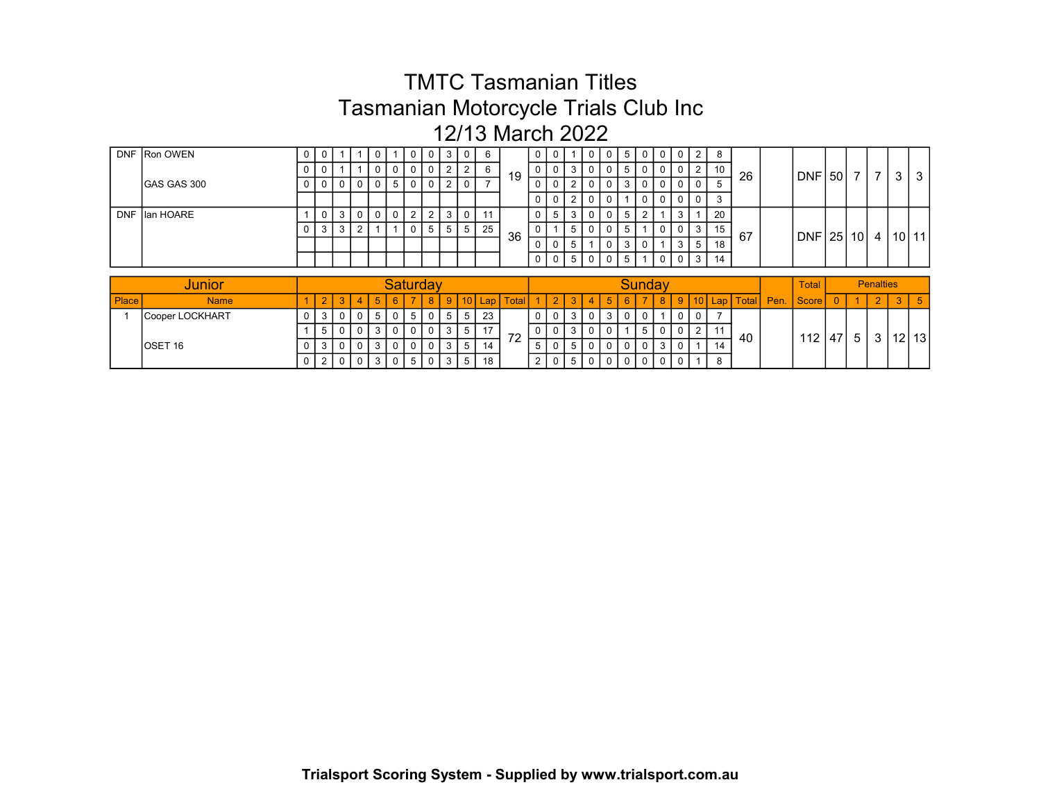# TMTC Tasmanian Titles
# Tasmanian Motorcycle Trials Club Inc
# 12/13 March 2022

| | | | | | | | | | | | | | | | | | | | | | | | | | | | | | | | | | | | | |
|---|---|---|---|---|---|---|---|---|---|---|---|---|---|---|---|---|---|---|---|---|---|---|---|---|---|---|---|---|---|---|---|---|---|---|---|---|
| DNF | Ron OWEN | 0 | 0 | 1 | 1 | 0 | 1 | 0 | 0 | 3 | 0 | 6 | 19 | 0 | 0 | 1 | 0 | 0 | 5 | 0 | 0 | 0 | 2 | 8 | 26 | | DNF | 50 | 7 | 7 | 3 | 3 |
| | | 0 | 0 | 1 | 1 | 0 | 0 | 0 | 0 | 2 | 2 | 6 | | 0 | 0 | 3 | 0 | 0 | 5 | 0 | 0 | 0 | 2 | 10 | | | | | | | | |
| | GAS GAS 300 | 0 | 0 | 0 | 0 | 0 | 5 | 0 | 0 | 2 | 0 | 7 | | 0 | 0 | 2 | 0 | 0 | 3 | 0 | 0 | 0 | 0 | 5 | | | | | | | | |
| | | | | | | | | | | | | | | 0 | 0 | 2 | 0 | 0 | 1 | 0 | 0 | 0 | 0 | 3 | | | | | | | | |
| DNF | Ian HOARE | 1 | 0 | 3 | 0 | 0 | 0 | 2 | 2 | 3 | 0 | 11 | 36 | 0 | 5 | 3 | 0 | 0 | 5 | 2 | 1 | 3 | 1 | 20 | 67 | | DNF | 25 | 10 | 4 | 10 | 11 |
| | | 0 | 3 | 3 | 2 | 1 | 1 | 0 | 5 | 5 | 5 | 25 | | 0 | 1 | 5 | 0 | 0 | 5 | 1 | 0 | 0 | 3 | 15 | | | | | | | | |
| | | | | | | | | | | | | | | 0 | 0 | 5 | 1 | 0 | 3 | 0 | 1 | 3 | 5 | 18 | | | | | | | | |
| | | | | | | | | | | | | | | 0 | 0 | 5 | 0 | 0 | 5 | 1 | 0 | 0 | 3 | 14 | | | | | | | | |

| Junior | | Saturday | | | | | | | | | | | | Sunday | | | | | | | | | | | | | Total | Penalties | | | | |
|---|---|---|---|---|---|---|---|---|---|---|---|---|---|---|---|---|---|---|---|---|---|---|---|---|---|---|---|---|---|---|---|---|
| Place | Name | 1 | 2 | 3 | 4 | 5 | 6 | 7 | 8 | 9 | 10 | Lap | Total | 1 | 2 | 3 | 4 | 5 | 6 | 7 | 8 | 9 | 10 | Lap | Total | Pen. | Score | 0 | 1 | 2 | 3 | 5 |
| 1 | Cooper LOCKHART | 0 | 3 | 0 | 0 | 5 | 0 | 5 | 0 | 5 | 5 | 23 | 72 | 0 | 0 | 3 | 0 | 3 | 0 | 0 | 1 | 0 | 0 | 7 | 40 | | 112 | 47 | 5 | 3 | 12 | 13 |
| | | 1 | 5 | 0 | 0 | 3 | 0 | 0 | 0 | 3 | 5 | 17 | | 0 | 0 | 3 | 0 | 0 | 1 | 5 | 0 | 0 | 2 | 11 | | | | | | | | |
| | OSET 16 | 0 | 3 | 0 | 0 | 3 | 0 | 0 | 0 | 3 | 5 | 14 | | 5 | 0 | 5 | 0 | 0 | 0 | 0 | 3 | 0 | 1 | 14 | | | | | | | | |
| | | 0 | 2 | 0 | 0 | 3 | 0 | 5 | 0 | 3 | 5 | 18 | | 2 | 0 | 5 | 0 | 0 | 0 | 0 | 0 | 0 | 1 | 8 | | | | | | | | |

**Trialsport Scoring System - Supplied by www.trialsport.com.au**